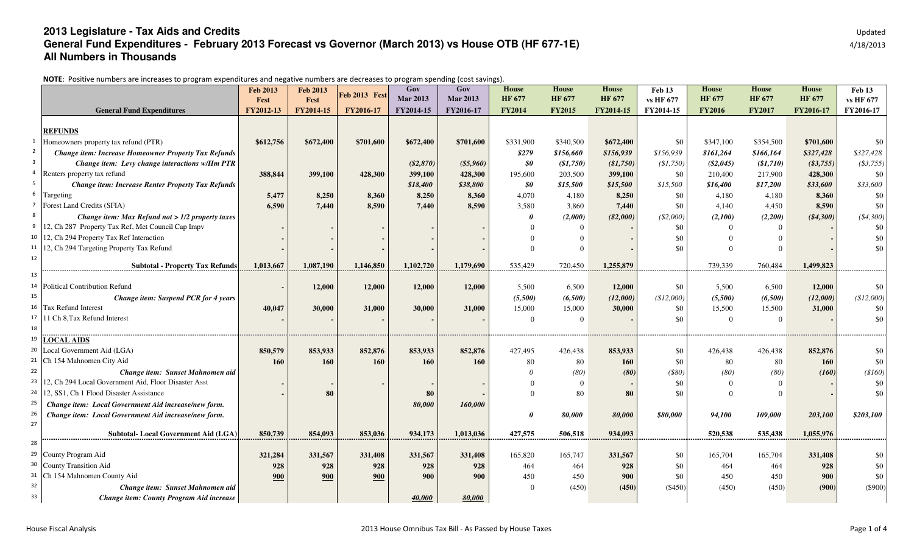# 2013 Legislature - Tax Aids and Credits

## General Fund Expenditures - February 2013 Forecast vs Governor (March 2013) vs House OTB (HF 677-1E)

### All Numbers in Thousands

Updated 4/18/2013

**NOTE**: Positive numbers are increases to program expenditures and negative numbers are decreases to program spending (cost savings).

| | General Fund Expenditures | Feb 2013 Fcst FY2012-13 | Feb 2013 Fcst FY2014-15 | Feb 2013 Fcst FY2016-17 | Gov Mar 2013 FY2014-15 | Gov Mar 2013 FY2016-17 | House HF 677 FY2014 | House HF 677 FY2015 | House HF 677 FY2014-15 | Feb 13 vs HF 677 FY2014-15 | House HF 677 FY2016 | House HF 677 FY2017 | House HF 677 FY2016-17 | Feb 13 vs HF 677 FY2016-17 |
|---|---|---|---|---|---|---|---|---|---|---|---|---|---|---|
| | **REFUNDS** | | | | | | | | | | | | | |
| 1 | Homeowners property tax refund (PTR) | **$612,756** | **$672,400** | **$701,600** | **$672,400** | **$701,600** | $331,900 | $340,500 | **$672,400** | $0 | $347,100 | $354,500 | **$701,600** | $0 |
| 2 | ***Change item: Increase Homeowner Property Tax Refunds*** | | | | | | ***$279*** | ***$156,660*** | ***$156,939*** | *$156,939* | ***$161,264*** | ***$166,164*** | ***$327,428*** | *$327,428* |
| 3 | ***Change item: Levy change interactions w/Hm PTR*** | | | | ***($2,870)*** | ***($5,960)*** | ***$0*** | ***($1,750)*** | ***($1,750)*** | *($1,750)* | ***($2,045)*** | ***($1,710)*** | ***($3,755)*** | *($3,755)* |
| 4 | Renters property tax refund | **388,844** | **399,100** | **428,300** | **399,100** | **428,300** | 195,600 | 203,500 | **399,100** | $0 | 210,400 | 217,900 | **428,300** | $0 |
| 5 | ***Change item: Increase Renter Property Tax Refunds*** | | | | ***$18,400*** | ***$38,800*** | ***$0*** | ***$15,500*** | ***$15,500*** | *$15,500* | ***$16,400*** | ***$17,200*** | ***$33,600*** | *$33,600* |
| 6 | Targeting | **5,477** | **8,250** | **8,360** | **8,250** | **8,360** | 4,070 | 4,180 | **8,250** | $0 | 4,180 | 4,180 | **8,360** | $0 |
| 7 | Forest Land Credits (SFIA) | **6,590** | **7,440** | **8,590** | **7,440** | **8,590** | 3,580 | 3,860 | **7,440** | $0 | 4,140 | 4,450 | **8,590** | $0 |
| 8 | ***Change item: Max Refund not > 1/2 property taxes*** | | | | | | ***0*** | ***(2,000)*** | ***($2,000)*** | *($2,000)* | ***(2,100)*** | ***(2,200)*** | ***($4,300)*** | *($4,300)* |
| 9 | 12, Ch 287 Property Tax Ref, Met Council Cap Impv | **-** | **-** | **-** | **-** | **-** | 0 | 0 | **-** | $0 | 0 | 0 | **-** | $0 |
| 10 | 12, Ch 294 Property Tax Ref Interaction | **-** | **-** | **-** | **-** | **-** | 0 | 0 | **-** | $0 | 0 | 0 | **-** | $0 |
| 11 | 12, Ch 294 Targeting Property Tax Refund | **-** | **-** | **-** | **-** | **-** | 0 | 0 | **-** | $0 | 0 | 0 | **-** | $0 |
| 12 | **Subtotal - Property Tax Refunds** | **1,013,667** | **1,087,190** | **1,146,850** | **1,102,720** | **1,179,690** | 535,429 | 720,450 | **1,255,879** | | 739,339 | 760,484 | **1,499,823** | |
| 13 | | | | | | | | | | | | | | |
| 14 | Political Contribution Refund | **-** | **12,000** | **12,000** | **12,000** | **12,000** | 5,500 | 6,500 | **12,000** | $0 | 5,500 | 6,500 | **12,000** | $0 |
| 15 | ***Change item: Suspend PCR for 4 years*** | | | | | | ***(5,500)*** | ***(6,500)*** | ***(12,000)*** | *($12,000)* | ***(5,500)*** | ***(6,500)*** | ***(12,000)*** | *($12,000)* |
| 16 | Tax Refund Interest | **40,047** | **30,000** | **31,000** | **30,000** | **31,000** | 15,000 | 15,000 | **30,000** | $0 | 15,500 | 15,500 | **31,000** | $0 |
| 17 | 11 Ch 8,Tax Refund Interest | **-** | **-** | **-** | **-** | **-** | 0 | 0 | **-** | $0 | 0 | 0 | **-** | $0 |
| 18 | | | | | | | | | | | | | | |
| 19 | **LOCAL AIDS** | | | | | | | | | | | | | |
| 20 | Local Government Aid (LGA) | **850,579** | **853,933** | **852,876** | **853,933** | **852,876** | 427,495 | 426,438 | **853,933** | $0 | 426,438 | 426,438 | **852,876** | $0 |
| 21 | Ch 154 Mahnomen City Aid | **160** | **160** | **160** | **160** | **160** | 80 | 80 | **160** | $0 | 80 | 80 | **160** | $0 |
| 22 | ***Change item: Sunset Mahnomen aid*** | | | | | | *0* | *(80)* | ***(80)*** | *($80)* | *(80)* | *(80)* | ***(160)*** | *($160)* |
| 23 | 12, Ch 294 Local Government Aid, Floor Disaster Asst | **-** | **-** | **-** | **-** | **-** | 0 | 0 | **-** | $0 | 0 | 0 | **-** | $0 |
| 24 | 12, SS1, Ch 1 Flood Disaster Assistance | **-** | **80** | | **80** | **-** | 0 | 80 | **80** | $0 | 0 | 0 | **-** | $0 |
| 25 | ***Change item: Local Government Aid increase/new form.*** | | | | ***80,000*** | ***160,000*** | | | | | | | | |
| 26 | ***Change item: Local Government Aid increase/new form.*** | | | | | | ***0*** | ***80,000*** | ***80,000*** | ***$80,000*** | ***94,100*** | ***109,000*** | ***203,100*** | ***$203,100*** |
| 27 | **Subtotal- Local Government Aid (LGA)** | **850,739** | **854,093** | **853,036** | **934,173** | **1,013,036** | 427,575 | 506,518 | **934,093** | | 520,538 | 535,438 | **1,055,976** | |
| 28 | | | | | | | | | | | | | | |
| 29 | County Program Aid | **321,284** | **331,567** | **331,408** | **331,567** | **331,408** | 165,820 | 165,747 | **331,567** | $0 | 165,704 | 165,704 | **331,408** | $0 |
| 30 | County Transition Aid | **928** | **928** | **928** | **928** | **928** | 464 | 464 | **928** | $0 | 464 | 464 | **928** | $0 |
| 31 | Ch 154 Mahnomen County Aid | **900** | **900** | **900** | **900** | **900** | 450 | 450 | **900** | $0 | 450 | 450 | **900** | $0 |
| 32 | ***Change item: Sunset Mahnomen aid*** | | | | | | 0 | (450) | **(450)** | ($450) | (450) | (450) | **(900)** | ($900) |
| 33 | ***Change item: County Program Aid increase*** | | | | ***40,000*** | ***80,000*** | | | | | | | | |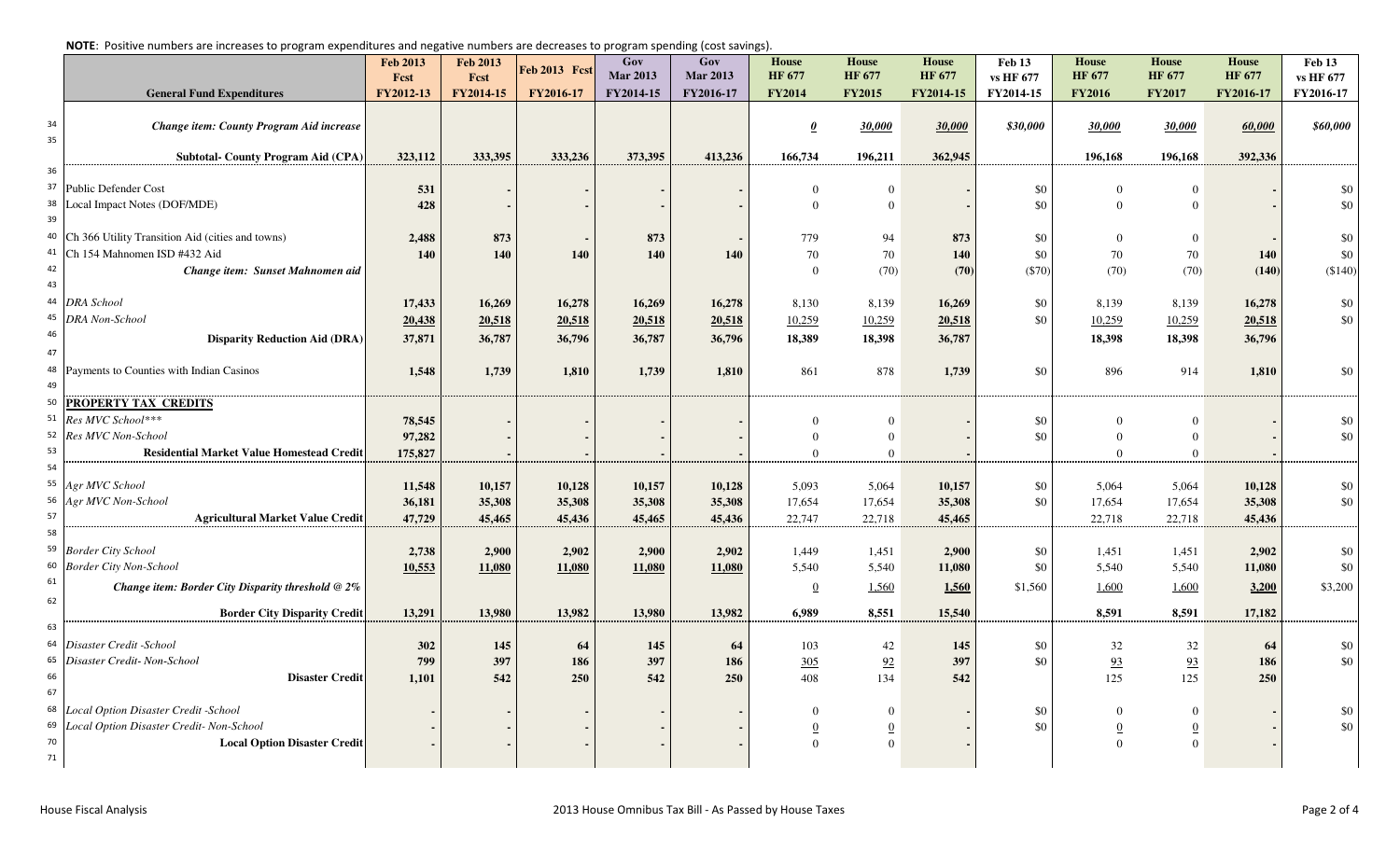**NOTE**: Positive numbers are increases to program expenditures and negative numbers are decreases to program spending (cost savings).

| | General Fund Expenditures | Feb 2013 Fcst FY2012-13 | Feb 2013 Fcst FY2014-15 | Feb 2013 Fcst FY2016-17 | Gov Mar 2013 FY2014-15 | Gov Mar 2013 FY2016-17 | House HF 677 FY2014 | House HF 677 FY2015 | House HF 677 FY2014-15 | Feb 13 vs HF 677 FY2014-15 | House HF 677 FY2016 | House HF 677 FY2017 | House HF 677 FY2016-17 | Feb 13 vs HF 677 FY2016-17 |
|---|---|---|---|---|---|---|---|---|---|---|---|---|---|---|
| 34 | *Change item: County Program Aid increase* | | | | | | *0* | *30,000* | *30,000* | *$30,000* | *30,000* | *30,000* | *60,000* | *$60,000* |
| 35 | **Subtotal- County Program Aid (CPA)** | 323,112 | 333,395 | 333,236 | 373,395 | 413,236 | 166,734 | 196,211 | 362,945 | | 196,168 | 196,168 | 392,336 | |
| 36 | | | | | | | | | | | | | | |
| 37 | Public Defender Cost | 531 | - | - | - | - | 0 | 0 | - | $0 | 0 | 0 | - | $0 |
| 38 | Local Impact Notes (DOF/MDE) | 428 | - | - | - | - | 0 | 0 | - | $0 | 0 | 0 | - | $0 |
| 39 | | | | | | | | | | | | | | |
| 40 | Ch 366 Utility Transition Aid (cities and towns) | 2,488 | 873 | - | 873 | - | 779 | 94 | 873 | $0 | 0 | 0 | - | $0 |
| 41 | Ch 154 Mahnomen ISD #432 Aid | 140 | 140 | 140 | 140 | 140 | 70 | 70 | 140 | $0 | 70 | 70 | 140 | $0 |
| 42 | *Change item: Sunset Mahnomen aid* | | | | | | 0 | (70) | (70) | ($70) | (70) | (70) | (140) | ($140) |
| 43 | | | | | | | | | | | | | | |
| 44 | *DRA School* | 17,433 | 16,269 | 16,278 | 16,269 | 16,278 | 8,130 | 8,139 | 16,269 | $0 | 8,139 | 8,139 | 16,278 | $0 |
| 45 | *DRA Non-School* | 20,438 | 20,518 | 20,518 | 20,518 | 20,518 | 10,259 | 10,259 | 20,518 | $0 | 10,259 | 10,259 | 20,518 | $0 |
| 46 | **Disparity Reduction Aid (DRA)** | 37,871 | 36,787 | 36,796 | 36,787 | 36,796 | 18,389 | 18,398 | 36,787 | | 18,398 | 18,398 | 36,796 | |
| 47 | | | | | | | | | | | | | | |
| 48 | Payments to Counties with Indian Casinos | 1,548 | 1,739 | 1,810 | 1,739 | 1,810 | 861 | 878 | 1,739 | $0 | 896 | 914 | 1,810 | $0 |
| 49 | | | | | | | | | | | | | | |
| 50 | **PROPERTY TAX CREDITS** | | | | | | | | | | | | | |
| 51 | *Res MVC School\*\*\** | 78,545 | - | - | - | - | 0 | 0 | - | $0 | 0 | 0 | - | $0 |
| 52 | *Res MVC Non-School* | 97,282 | - | - | - | - | 0 | 0 | - | $0 | 0 | 0 | - | $0 |
| 53 | **Residential Market Value Homestead Credit** | 175,827 | - | - | - | - | 0 | 0 | - | | 0 | 0 | - | |
| 54 | | | | | | | | | | | | | | |
| 55 | *Agr MVC School* | 11,548 | 10,157 | 10,128 | 10,157 | 10,128 | 5,093 | 5,064 | 10,157 | $0 | 5,064 | 5,064 | 10,128 | $0 |
| 56 | *Agr MVC Non-School* | 36,181 | 35,308 | 35,308 | 35,308 | 35,308 | 17,654 | 17,654 | 35,308 | $0 | 17,654 | 17,654 | 35,308 | $0 |
| 57 | **Agricultural Market Value Credit** | 47,729 | 45,465 | 45,436 | 45,465 | 45,436 | 22,747 | 22,718 | 45,465 | | 22,718 | 22,718 | 45,436 | |
| 58 | | | | | | | | | | | | | | |
| 59 | *Border City School* | 2,738 | 2,900 | 2,902 | 2,900 | 2,902 | 1,449 | 1,451 | 2,900 | $0 | 1,451 | 1,451 | 2,902 | $0 |
| 60 | *Border City Non-School* | 10,553 | 11,080 | 11,080 | 11,080 | 11,080 | 5,540 | 5,540 | 11,080 | $0 | 5,540 | 5,540 | 11,080 | $0 |
| 61 | *Change item: Border City Disparity threshold @ 2%* | | | | | | 0 | 1,560 | 1,560 | $1,560 | 1,600 | 1,600 | 3,200 | $3,200 |
| 62 | **Border City Disparity Credit** | 13,291 | 13,980 | 13,982 | 13,980 | 13,982 | 6,989 | 8,551 | 15,540 | | 8,591 | 8,591 | 17,182 | |
| 63 | | | | | | | | | | | | | | |
| 64 | *Disaster Credit -School* | 302 | 145 | 64 | 145 | 64 | 103 | 42 | 145 | $0 | 32 | 32 | 64 | $0 |
| 65 | *Disaster Credit- Non-School* | 799 | 397 | 186 | 397 | 186 | 305 | 92 | 397 | $0 | 93 | 93 | 186 | $0 |
| 66 | **Disaster Credit** | 1,101 | 542 | 250 | 542 | 250 | 408 | 134 | 542 | | 125 | 125 | 250 | |
| 67 | | | | | | | | | | | | | | |
| 68 | *Local Option Disaster Credit -School* | - | - | - | - | - | 0 | 0 | - | $0 | 0 | 0 | - | $0 |
| 69 | *Local Option Disaster Credit- Non-School* | - | - | - | - | - | 0 | 0 | - | $0 | 0 | 0 | - | $0 |
| 70 | **Local Option Disaster Credit** | - | - | - | - | - | 0 | 0 | - | | 0 | 0 | - | |
| 71 | | | | | | | | | | | | | | |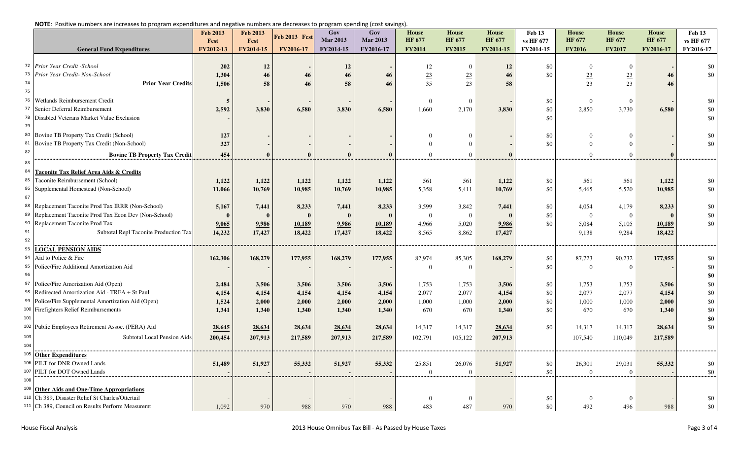**NOTE**: Positive numbers are increases to program expenditures and negative numbers are decreases to program spending (cost savings).

| | General Fund Expenditures | Feb 2013 Fcst FY2012-13 | Feb 2013 Fcst FY2014-15 | Feb 2013 Fcst FY2016-17 | Gov Mar 2013 FY2014-15 | Gov Mar 2013 FY2016-17 | House HF 677 FY2014 | House HF 677 FY2015 | House HF 677 FY2014-15 | Feb 13 vs HF 677 FY2014-15 | House HF 677 FY2016 | House HF 677 FY2017 | House HF 677 FY2016-17 | Feb 13 vs HF 677 FY2016-17 |
|---|---|---|---|---|---|---|---|---|---|---|---|---|---|---|
| 72 | *Prior Year Credit -School* | 202 | 12 | - | 12 | - | 12 | 0 | 12 | $0 | 0 | 0 | - | $0 |
| 73 | *Prior Year Credit- Non-School* | 1,304 | 46 | 46 | 46 | 46 | 23 | 23 | 46 | $0 | 23 | 23 | 46 | $0 |
| 74 | **Prior Year Credits** | 1,506 | 58 | 46 | 58 | 46 | 35 | 23 | 58 | | 23 | 23 | 46 | |
| 75 | | | | | | | | | | | | | | |
| 76 | Wetlands Reimbursement Credit | 5 | - | - | - | - | 0 | 0 | - | $0 | 0 | 0 | - | $0 |
| 77 | Senior Deferral Reimbursement | 2,592 | 3,830 | 6,580 | 3,830 | 6,580 | 1,660 | 2,170 | 3,830 | $0 | 2,850 | 3,730 | 6,580 | $0 |
| 78 | Disabled Veterans Market Value Exclusion | - | | | | | | | | $0 | | | | $0 |
| 79 | | | | | | | | | | | | | | |
| 80 | Bovine TB Property Tax Credit (School) | 127 | - | - | - | - | 0 | 0 | - | $0 | 0 | 0 | - | $0 |
| 81 | Bovine TB Property Tax Credit (Non-School) | 327 | - | - | - | - | 0 | 0 | - | $0 | 0 | 0 | - | $0 |
| 82 | **Bovine TB Property Tax Credit** | 454 | 0 | 0 | 0 | 0 | 0 | 0 | 0 | | 0 | 0 | 0 | |
| 83 | | | | | | | | | | | | | | |
| 84 | **Taconite Tax Relief Area Aids & Credits** | | | | | | | | | | | | | |
| 85 | Taconite Reimbursement (School) | 1,122 | 1,122 | 1,122 | 1,122 | 1,122 | 561 | 561 | 1,122 | $0 | 561 | 561 | 1,122 | $0 |
| 86 | Supplemental Homestead (Non-School) | 11,066 | 10,769 | 10,985 | 10,769 | 10,985 | 5,358 | 5,411 | 10,769 | $0 | 5,465 | 5,520 | 10,985 | $0 |
| 87 | | | | | | | | | | | | | | |
| 88 | Replacement Taconite Prod Tax IRRR (Non-School) | 5,167 | 7,441 | 8,233 | 7,441 | 8,233 | 3,599 | 3,842 | 7,441 | $0 | 4,054 | 4,179 | 8,233 | $0 |
| 89 | Replacement Taconite Prod Tax Econ Dev (Non-School) | 0 | 0 | 0 | 0 | 0 | 0 | 0 | 0 | $0 | 0 | 0 | 0 | $0 |
| 90 | Replacement Taconite Prod Tax | 9,065 | 9,986 | 10,189 | 9,986 | 10,189 | 4,966 | 5,020 | 9,986 | $0 | 5,084 | 5,105 | 10,189 | $0 |
| 91 | Subtotal Repl Taconite Production Tax | 14,232 | 17,427 | 18,422 | 17,427 | 18,422 | 8,565 | 8,862 | 17,427 | | 9,138 | 9,284 | 18,422 | |
| 92 | | | | | | | | | | | | | | |
| 93 | **LOCAL PENSION AIDS** | | | | | | | | | | | | | |
| 94 | Aid to Police & Fire | 162,306 | 168,279 | 177,955 | 168,279 | 177,955 | 82,974 | 85,305 | 168,279 | $0 | 87,723 | 90,232 | 177,955 | $0 |
| 95 | Police/Fire Additional Amortization Aid | - | - | - | - | - | 0 | 0 | - | $0 | 0 | 0 | - | $0 |
| 96 | | | | | | | | | | | | | | $0 |
| 97 | Police/Fire Amorization Aid (Open) | 2,484 | 3,506 | 3,506 | 3,506 | 3,506 | 1,753 | 1,753 | 3,506 | $0 | 1,753 | 1,753 | 3,506 | $0 |
| 98 | Redirected Amortization Aid - TRFA + St Paul | 4,154 | 4,154 | 4,154 | 4,154 | 4,154 | 2,077 | 2,077 | 4,154 | $0 | 2,077 | 2,077 | 4,154 | $0 |
| 99 | Police/Fire Supplemental Amortization Aid (Open) | 1,524 | 2,000 | 2,000 | 2,000 | 2,000 | 1,000 | 1,000 | 2,000 | $0 | 1,000 | 1,000 | 2,000 | $0 |
| 100 | Firefighters Relief Reimbursements | 1,341 | 1,340 | 1,340 | 1,340 | 1,340 | 670 | 670 | 1,340 | $0 | 670 | 670 | 1,340 | $0 |
| 101 | | | | | | | | | | | | | | $0 |
| 102 | Public Employees Retirement Assoc. (PERA) Aid | 28,645 | 28,634 | 28,634 | 28,634 | 28,634 | 14,317 | 14,317 | 28,634 | $0 | 14,317 | 14,317 | 28,634 | $0 |
| 103 | Subtotal Local Pension Aids | 200,454 | 207,913 | 217,589 | 207,913 | 217,589 | 102,791 | 105,122 | 207,913 | | 107,540 | 110,049 | 217,589 | |
| 104 | | | | | | | | | | | | | | |
| 105 | **Other Expenditures** | | | | | | | | | | | | | |
| 106 | PILT for DNR Owned Lands | 51,489 | 51,927 | 55,332 | 51,927 | 55,332 | 25,851 | 26,076 | 51,927 | $0 | 26,301 | 29,031 | 55,332 | $0 |
| 107 | PILT for DOT Owned Lands | - | - | - | - | - | 0 | 0 | - | $0 | 0 | 0 | - | $0 |
| 108 | | | | | | | | | | | | | | |
| 109 | **Other Aids and One-Time Appropriations** | | | | | | | | | | | | | |
| 110 | Ch 389, Disaster Relief St Charles/Ottertail | - | - | - | - | - | 0 | 0 | - | $0 | 0 | 0 | - | $0 |
| 111 | Ch 389, Council on Results Perform Measuremt | 1,092 | 970 | 988 | 970 | 988 | 483 | 487 | 970 | $0 | 492 | 496 | 988 | $0 |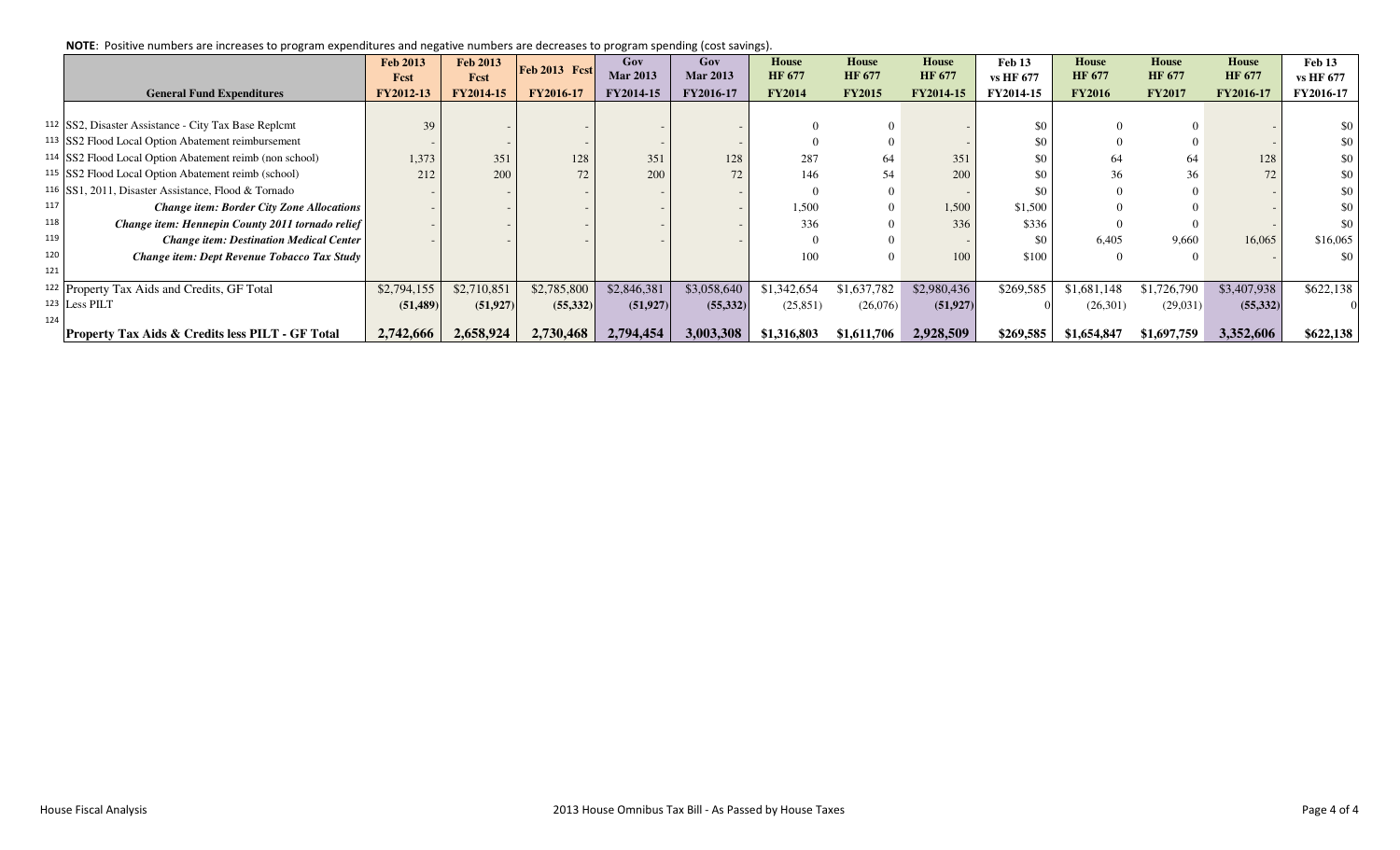**NOTE**: Positive numbers are increases to program expenditures and negative numbers are decreases to program spending (cost savings).

| | General Fund Expenditures | Feb 2013 Fcst FY2012-13 | Feb 2013 Fcst FY2014-15 | Feb 2013 Fcst FY2016-17 | Gov Mar 2013 FY2014-15 | Gov Mar 2013 FY2016-17 | House HF 677 FY2014 | House HF 677 FY2015 | House HF 677 FY2014-15 | Feb 13 vs HF 677 FY2014-15 | House HF 677 FY2016 | House HF 677 FY2017 | House HF 677 FY2016-17 | Feb 13 vs HF 677 FY2016-17 |
|---|---|---|---|---|---|---|---|---|---|---|---|---|---|---|
| 112 | SS2, Disaster Assistance - City Tax Base Replcmt | 39 | - | - | - | - | 0 | 0 | - | $0 | 0 | 0 | - | $0 |
| 113 | SS2 Flood Local Option Abatement reimbursement | - | - | - | - | - | 0 | 0 | - | $0 | 0 | 0 | - | $0 |
| 114 | SS2 Flood Local Option Abatement reimb (non school) | 1,373 | 351 | 128 | 351 | 128 | 287 | 64 | 351 | $0 | 64 | 64 | 128 | $0 |
| 115 | SS2 Flood Local Option Abatement reimb (school) | 212 | 200 | 72 | 200 | 72 | 146 | 54 | 200 | $0 | 36 | 36 | 72 | $0 |
| 116 | SS1, 2011, Disaster Assistance, Flood & Tornado | - | - | - | - | - | 0 | 0 | - | $0 | 0 | 0 | - | $0 |
| 117 | *Change item: Border City Zone Allocations* | - | - | - | - | - | 1,500 | 0 | 1,500 | $1,500 | 0 | 0 | - | $0 |
| 118 | *Change item: Hennepin County 2011 tornado relief* | - | - | - | - | - | 336 | 0 | 336 | $336 | 0 | 0 | - | $0 |
| 119 | *Change item: Destination Medical Center* | - | - | - | - | - | 0 | 0 | - | $0 | 6,405 | 9,660 | 16,065 | $16,065 |
| 120 | *Change item: Dept Revenue Tobacco Tax Study* | | | | | | 100 | 0 | 100 | $100 | 0 | 0 | - | $0 |
| 121 | | | | | | | | | | | | | | |
| 122 | Property Tax Aids and Credits, GF Total | $2,794,155 | $2,710,851 | $2,785,800 | $2,846,381 | $3,058,640 | $1,342,654 | $1,637,782 | $2,980,436 | $269,585 | $1,681,148 | $1,726,790 | $3,407,938 | $622,138 |
| 123 | Less PILT | (51,489) | (51,927) | (55,332) | (51,927) | (55,332) | (25,851) | (26,076) | (51,927) | 0 | (26,301) | (29,031) | (55,332) | 0 |
| 124 | | | | | | | | | | | | | | |
| | **Property Tax Aids & Credits less PILT - GF Total** | **2,742,666** | **2,658,924** | **2,730,468** | **2,794,454** | **3,003,308** | **$1,316,803** | **$1,611,706** | **2,928,509** | **$269,585** | **$1,654,847** | **$1,697,759** | **3,352,606** | **$622,138** |

House Fiscal Analysis

2013 House Omnibus Tax Bill - As Passed by House Taxes